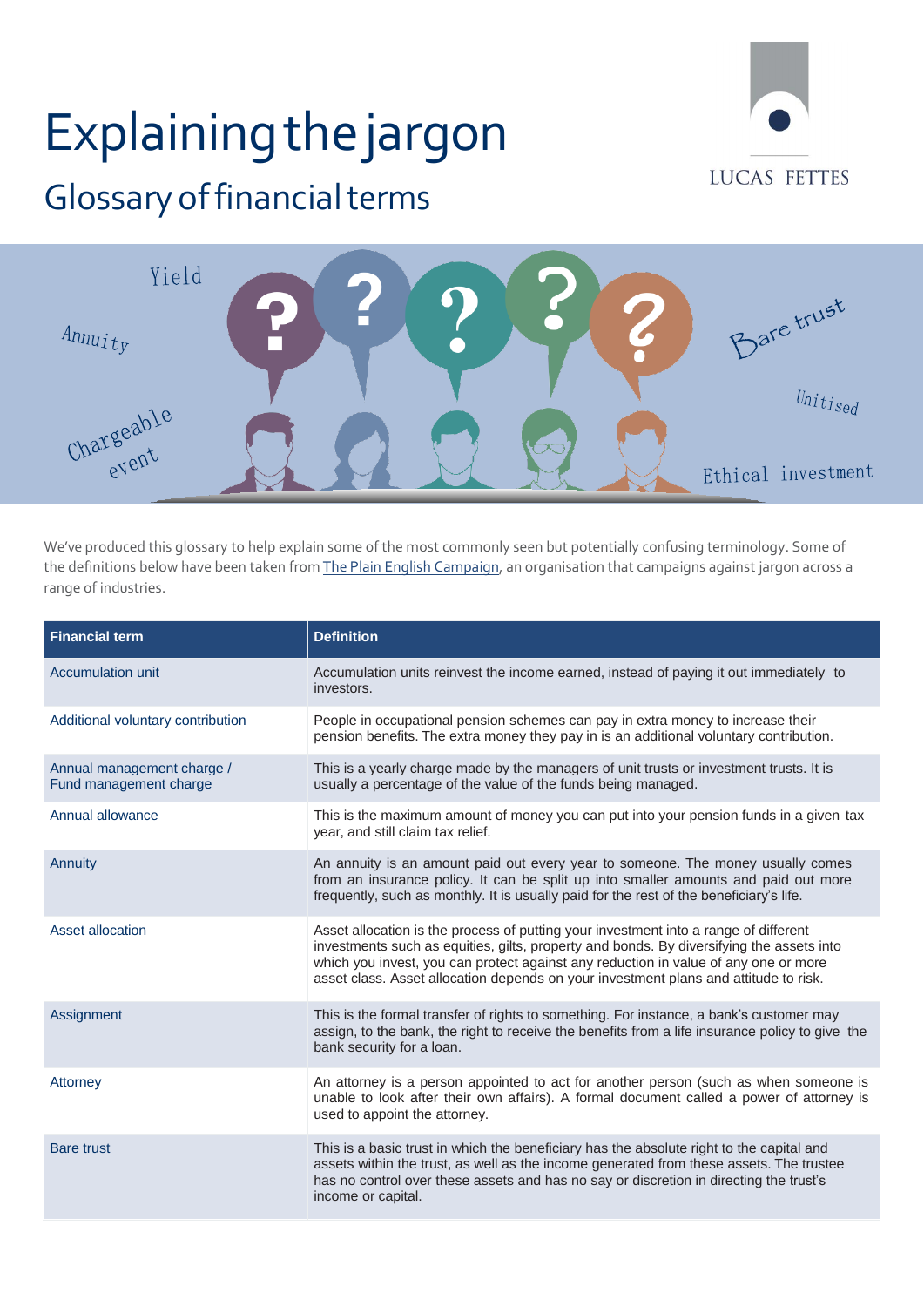# Explaining the jargon

## Glossary of financial terms

LUCAS FETTES

We've produced this glossary to help explain some of the most commonly seen but potentially confusing terminology. Some of the definitions below have been taken from [The Plain English Campaign](), an organisation that campaigns against jargon across a range of industries.

| Financial term | Definition |
|---|---|
| Accumulation unit | Accumulation units reinvest the income earned, instead of paying it out immediately to investors. |
| Additional voluntary contribution | People in occupational pension schemes can pay in extra money to increase their pension benefits. The extra money they pay in is an additional voluntary contribution. |
| Annual management charge / Fund management charge | This is a yearly charge made by the managers of unit trusts or investment trusts. It is usually a percentage of the value of the funds being managed. |
| Annual allowance | This is the maximum amount of money you can put into your pension funds in a given tax year, and still claim tax relief. |
| Annuity | An annuity is an amount paid out every year to someone. The money usually comes from an insurance policy. It can be split up into smaller amounts and paid out more frequently, such as monthly. It is usually paid for the rest of the beneficiary's life. |
| Asset allocation | Asset allocation is the process of putting your investment into a range of different investments such as equities, gilts, property and bonds. By diversifying the assets into which you invest, you can protect against any reduction in value of any one or more asset class. Asset allocation depends on your investment plans and attitude to risk. |
| Assignment | This is the formal transfer of rights to something. For instance, a bank's customer may assign, to the bank, the right to receive the benefits from a life insurance policy to give the bank security for a loan. |
| Attorney | An attorney is a person appointed to act for another person (such as when someone is unable to look after their own affairs). A formal document called a power of attorney is used to appoint the attorney. |
| Bare trust | This is a basic trust in which the beneficiary has the absolute right to the capital and assets within the trust, as well as the income generated from these assets. The trustee has no control over these assets and has no say or discretion in directing the trust's income or capital. |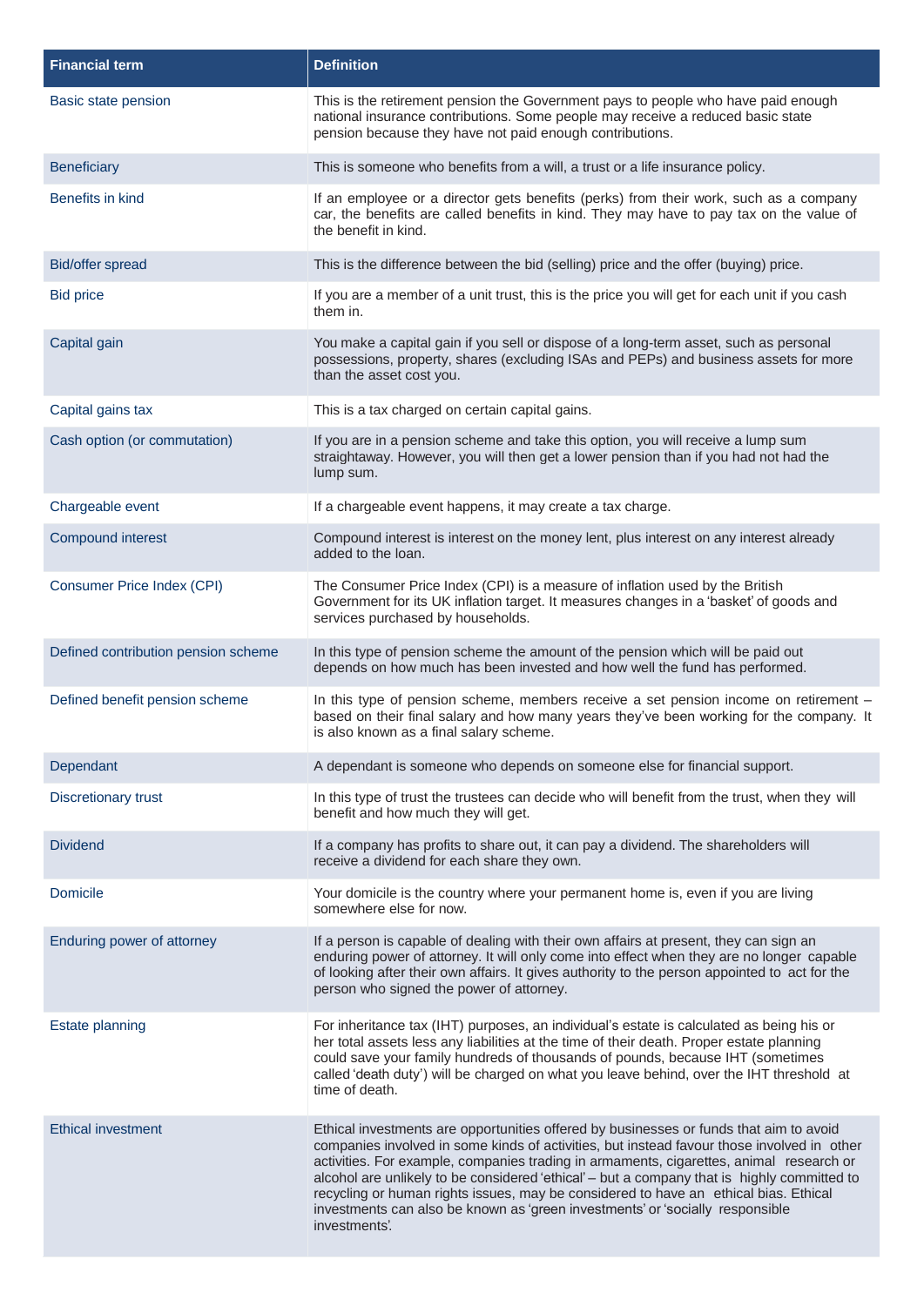| Financial term | Definition |
| --- | --- |
| Basic state pension | This is the retirement pension the Government pays to people who have paid enough national insurance contributions. Some people may receive a reduced basic state pension because they have not paid enough contributions. |
| Beneficiary | This is someone who benefits from a will, a trust or a life insurance policy. |
| Benefits in kind | If an employee or a director gets benefits (perks) from their work, such as a company car, the benefits are called benefits in kind. They may have to pay tax on the value of the benefit in kind. |
| Bid/offer spread | This is the difference between the bid (selling) price and the offer (buying) price. |
| Bid price | If you are a member of a unit trust, this is the price you will get for each unit if you cash them in. |
| Capital gain | You make a capital gain if you sell or dispose of a long-term asset, such as personal possessions, property, shares (excluding ISAs and PEPs) and business assets for more than the asset cost you. |
| Capital gains tax | This is a tax charged on certain capital gains. |
| Cash option (or commutation) | If you are in a pension scheme and take this option, you will receive a lump sum straightaway. However, you will then get a lower pension than if you had not had the lump sum. |
| Chargeable event | If a chargeable event happens, it may create a tax charge. |
| Compound interest | Compound interest is interest on the money lent, plus interest on any interest already added to the loan. |
| Consumer Price Index (CPI) | The Consumer Price Index (CPI) is a measure of inflation used by the British Government for its UK inflation target. It measures changes in a 'basket' of goods and services purchased by households. |
| Defined contribution pension scheme | In this type of pension scheme the amount of the pension which will be paid out depends on how much has been invested and how well the fund has performed. |
| Defined benefit pension scheme | In this type of pension scheme, members receive a set pension income on retirement – based on their final salary and how many years they've been working for the company. It is also known as a final salary scheme. |
| Dependant | A dependant is someone who depends on someone else for financial support. |
| Discretionary trust | In this type of trust the trustees can decide who will benefit from the trust, when they will benefit and how much they will get. |
| Dividend | If a company has profits to share out, it can pay a dividend. The shareholders will receive a dividend for each share they own. |
| Domicile | Your domicile is the country where your permanent home is, even if you are living somewhere else for now. |
| Enduring power of attorney | If a person is capable of dealing with their own affairs at present, they can sign an enduring power of attorney. It will only come into effect when they are no longer capable of looking after their own affairs. It gives authority to the person appointed to act for the person who signed the power of attorney. |
| Estate planning | For inheritance tax (IHT) purposes, an individual's estate is calculated as being his or her total assets less any liabilities at the time of their death. Proper estate planning could save your family hundreds of thousands of pounds, because IHT (sometimes called 'death duty') will be charged on what you leave behind, over the IHT threshold at time of death. |
| Ethical investment | Ethical investments are opportunities offered by businesses or funds that aim to avoid companies involved in some kinds of activities, but instead favour those involved in other activities. For example, companies trading in armaments, cigarettes, animal research or alcohol are unlikely to be considered 'ethical' – but a company that is highly committed to recycling or human rights issues, may be considered to have an ethical bias. Ethical investments can also be known as 'green investments' or 'socially responsible investments'. |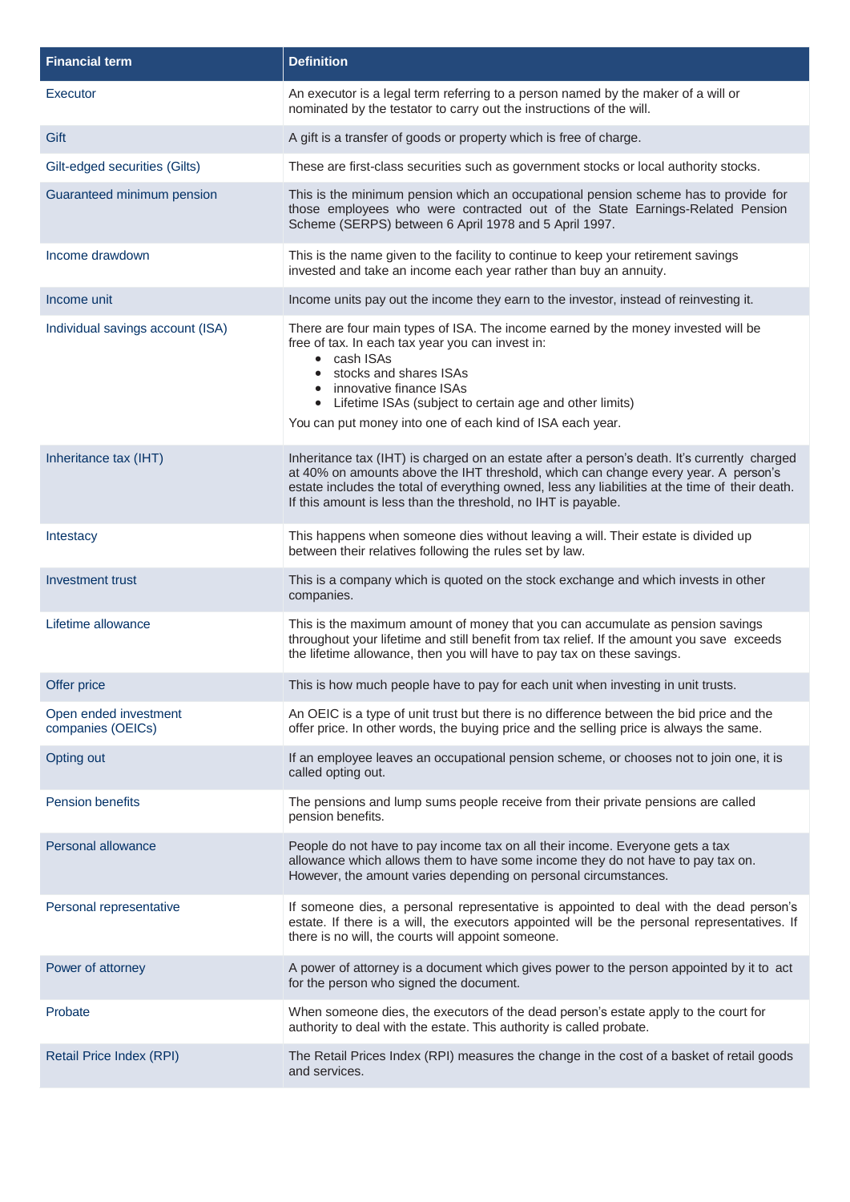| Financial term | Definition |
|---|---|
| Executor | An executor is a legal term referring to a person named by the maker of a will or nominated by the testator to carry out the instructions of the will. |
| Gift | A gift is a transfer of goods or property which is free of charge. |
| Gilt-edged securities (Gilts) | These are first-class securities such as government stocks or local authority stocks. |
| Guaranteed minimum pension | This is the minimum pension which an occupational pension scheme has to provide for those employees who were contracted out of the State Earnings-Related Pension Scheme (SERPS) between 6 April 1978 and 5 April 1997. |
| Income drawdown | This is the name given to the facility to continue to keep your retirement savings invested and take an income each year rather than buy an annuity. |
| Income unit | Income units pay out the income they earn to the investor, instead of reinvesting it. |
| Individual savings account (ISA) | There are four main types of ISA. The income earned by the money invested will be free of tax. In each tax year you can invest in: <br>• cash ISAs <br>• stocks and shares ISAs <br>• innovative finance ISAs <br>• Lifetime ISAs (subject to certain age and other limits) <br>You can put money into one of each kind of ISA each year. |
| Inheritance tax (IHT) | Inheritance tax (IHT) is charged on an estate after a person's death. It's currently charged at 40% on amounts above the IHT threshold, which can change every year. A person's estate includes the total of everything owned, less any liabilities at the time of their death. If this amount is less than the threshold, no IHT is payable. |
| Intestacy | This happens when someone dies without leaving a will. Their estate is divided up between their relatives following the rules set by law. |
| Investment trust | This is a company which is quoted on the stock exchange and which invests in other companies. |
| Lifetime allowance | This is the maximum amount of money that you can accumulate as pension savings throughout your lifetime and still benefit from tax relief. If the amount you save exceeds the lifetime allowance, then you will have to pay tax on these savings. |
| Offer price | This is how much people have to pay for each unit when investing in unit trusts. |
| Open ended investment companies (OEICs) | An OEIC is a type of unit trust but there is no difference between the bid price and the offer price. In other words, the buying price and the selling price is always the same. |
| Opting out | If an employee leaves an occupational pension scheme, or chooses not to join one, it is called opting out. |
| Pension benefits | The pensions and lump sums people receive from their private pensions are called pension benefits. |
| Personal allowance | People do not have to pay income tax on all their income. Everyone gets a tax allowance which allows them to have some income they do not have to pay tax on. However, the amount varies depending on personal circumstances. |
| Personal representative | If someone dies, a personal representative is appointed to deal with the dead person's estate. If there is a will, the executors appointed will be the personal representatives. If there is no will, the courts will appoint someone. |
| Power of attorney | A power of attorney is a document which gives power to the person appointed by it to act for the person who signed the document. |
| Probate | When someone dies, the executors of the dead person's estate apply to the court for authority to deal with the estate. This authority is called probate. |
| Retail Price Index (RPI) | The Retail Prices Index (RPI) measures the change in the cost of a basket of retail goods and services. |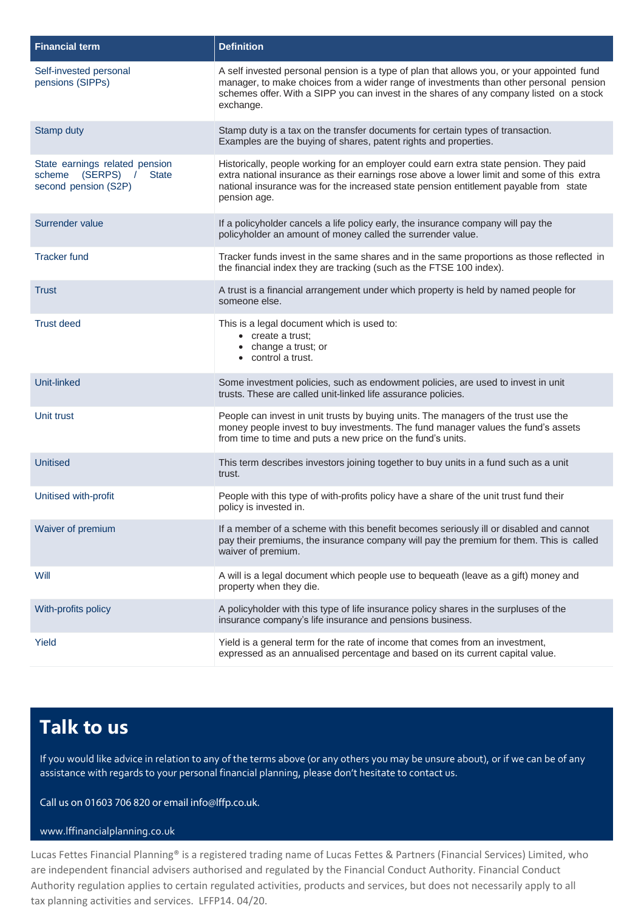| Financial term | Definition |
| --- | --- |
| Self-invested personal pensions (SIPPs) | A self invested personal pension is a type of plan that allows you, or your appointed fund manager, to make choices from a wider range of investments than other personal pension schemes offer. With a SIPP you can invest in the shares of any company listed on a stock exchange. |
| Stamp duty | Stamp duty is a tax on the transfer documents for certain types of transaction. Examples are the buying of shares, patent rights and properties. |
| State earnings related pension scheme (SERPS) / State second pension (S2P) | Historically, people working for an employer could earn extra state pension. They paid extra national insurance as their earnings rose above a lower limit and some of this extra national insurance was for the increased state pension entitlement payable from state pension age. |
| Surrender value | If a policyholder cancels a life policy early, the insurance company will pay the policyholder an amount of money called the surrender value. |
| Tracker fund | Tracker funds invest in the same shares and in the same proportions as those reflected in the financial index they are tracking (such as the FTSE 100 index). |
| Trust | A trust is a financial arrangement under which property is held by named people for someone else. |
| Trust deed | This is a legal document which is used to:<br>• create a trust;<br>• change a trust; or<br>• control a trust. |
| Unit-linked | Some investment policies, such as endowment policies, are used to invest in unit trusts. These are called unit-linked life assurance policies. |
| Unit trust | People can invest in unit trusts by buying units. The managers of the trust use the money people invest to buy investments. The fund manager values the fund's assets from time to time and puts a new price on the fund's units. |
| Unitised | This term describes investors joining together to buy units in a fund such as a unit trust. |
| Unitised with-profit | People with this type of with-profits policy have a share of the unit trust fund their policy is invested in. |
| Waiver of premium | If a member of a scheme with this benefit becomes seriously ill or disabled and cannot pay their premiums, the insurance company will pay the premium for them. This is called waiver of premium. |
| Will | A will is a legal document which people use to bequeath (leave as a gift) money and property when they die. |
| With-profits policy | A policyholder with this type of life insurance policy shares in the surpluses of the insurance company's life insurance and pensions business. |
| Yield | Yield is a general term for the rate of income that comes from an investment, expressed as an annualised percentage and based on its current capital value. |

## Talk to us

If you would like advice in relation to any of the terms above (or any others you may be unsure about), or if we can be of any assistance with regards to your personal financial planning, please don't hesitate to contact us.

Call us on 01603 706 820 or email info@lffp.co.uk.

www.lffinancialplanning.co.uk

Lucas Fettes Financial Planning® is a registered trading name of Lucas Fettes & Partners (Financial Services) Limited, who are independent financial advisers authorised and regulated by the Financial Conduct Authority. Financial Conduct Authority regulation applies to certain regulated activities, products and services, but does not necessarily apply to all tax planning activities and services. LFFP14. 04/20.